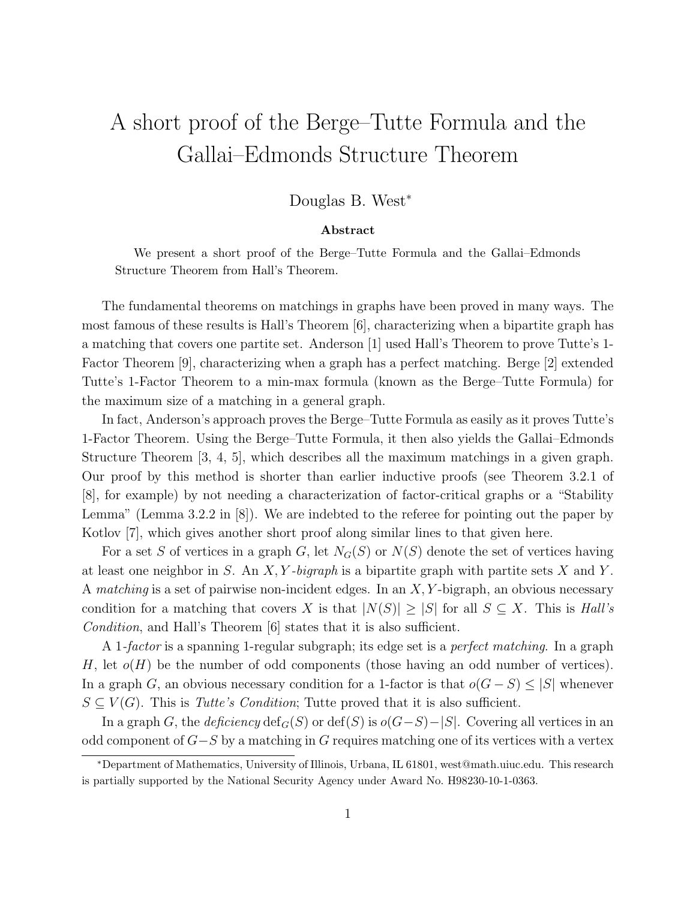# A short proof of the Berge–Tutte Formula and the Gallai–Edmonds Structure Theorem

Douglas B. West*

**Abstract**

We present a short proof of the Berge–Tutte Formula and the Gallai–Edmonds Structure Theorem from Hall's Theorem.

The fundamental theorems on matchings in graphs have been proved in many ways. The most famous of these results is Hall's Theorem [6], characterizing when a bipartite graph has a matching that covers one partite set. Anderson [1] used Hall's Theorem to prove Tutte's 1-Factor Theorem [9], characterizing when a graph has a perfect matching. Berge [2] extended Tutte's 1-Factor Theorem to a min-max formula (known as the Berge–Tutte Formula) for the maximum size of a matching in a general graph.

In fact, Anderson's approach proves the Berge–Tutte Formula as easily as it proves Tutte's 1-Factor Theorem. Using the Berge–Tutte Formula, it then also yields the Gallai–Edmonds Structure Theorem [3, 4, 5], which describes all the maximum matchings in a given graph. Our proof by this method is shorter than earlier inductive proofs (see Theorem 3.2.1 of [8], for example) by not needing a characterization of factor-critical graphs or a "Stability Lemma" (Lemma 3.2.2 in [8]). We are indebted to the referee for pointing out the paper by Kotlov [7], which gives another short proof along similar lines to that given here.

For a set $S$ of vertices in a graph $G$, let $N_G(S)$ or $N(S)$ denote the set of vertices having at least one neighbor in $S$. An $X,Y$*-bigraph* is a bipartite graph with partite sets $X$ and $Y$. A *matching* is a set of pairwise non-incident edges. In an $X,Y$-bigraph, an obvious necessary condition for a matching that covers $X$ is that $|N(S)| \geq |S|$ for all $S \subseteq X$. This is *Hall's Condition*, and Hall's Theorem [6] states that it is also sufficient.

A *1-factor* is a spanning 1-regular subgraph; its edge set is a *perfect matching*. In a graph $H$, let $o(H)$ be the number of odd components (those having an odd number of vertices). In a graph $G$, an obvious necessary condition for a 1-factor is that $o(G-S) \leq |S|$ whenever $S \subseteq V(G)$. This is *Tutte's Condition*; Tutte proved that it is also sufficient.

In a graph $G$, the *deficiency* $\mathrm{def}_G(S)$ or $\mathrm{def}(S)$ is $o(G-S)-|S|$. Covering all vertices in an odd component of $G-S$ by a matching in $G$ requires matching one of its vertices with a vertex

*Department of Mathematics, University of Illinois, Urbana, IL 61801, west@math.uiuc.edu. This research is partially supported by the National Security Agency under Award No. H98230-10-1-0363.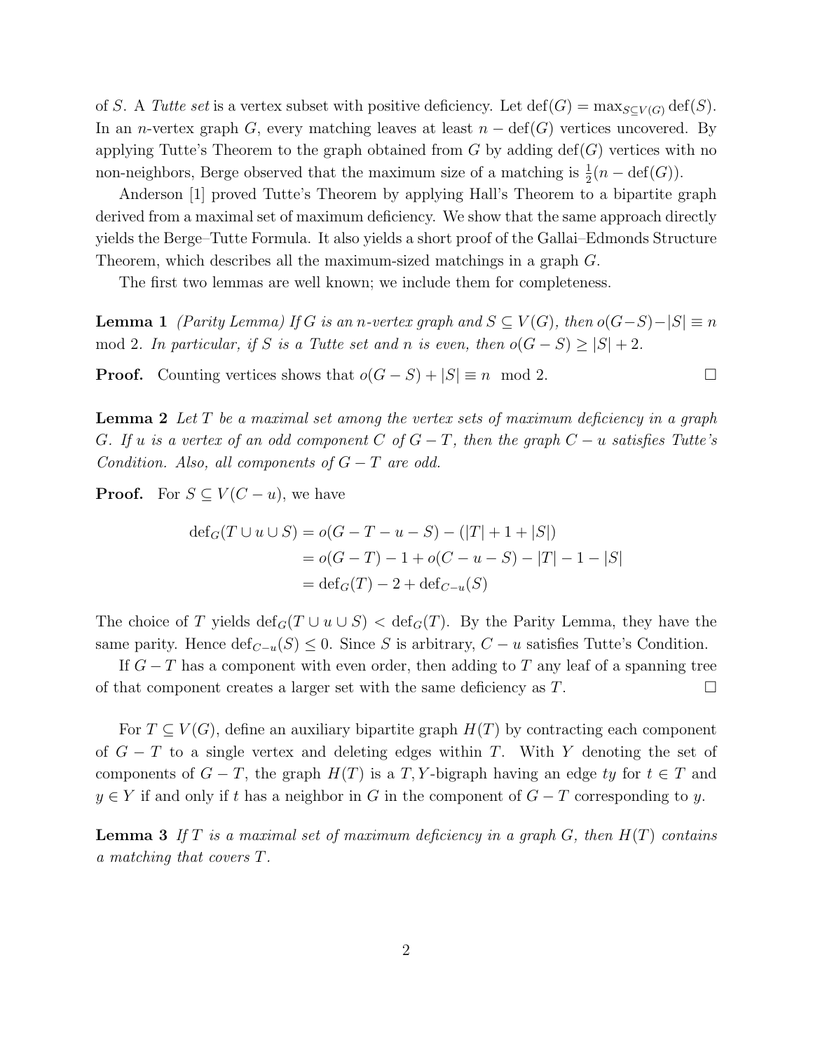of $S$. A *Tutte set* is a vertex subset with positive deficiency. Let $\mathrm{def}(G) = \max_{S \subseteq V(G)} \mathrm{def}(S)$. In an $n$-vertex graph $G$, every matching leaves at least $n - \mathrm{def}(G)$ vertices uncovered. By applying Tutte's Theorem to the graph obtained from $G$ by adding $\mathrm{def}(G)$ vertices with no non-neighbors, Berge observed that the maximum size of a matching is $\frac{1}{2}(n - \mathrm{def}(G))$.

Anderson [1] proved Tutte's Theorem by applying Hall's Theorem to a bipartite graph derived from a maximal set of maximum deficiency. We show that the same approach directly yields the Berge–Tutte Formula. It also yields a short proof of the Gallai–Edmonds Structure Theorem, which describes all the maximum-sized matchings in a graph $G$.

The first two lemmas are well known; we include them for completeness.

**Lemma 1** *(Parity Lemma) If $G$ is an $n$-vertex graph and $S \subseteq V(G)$, then $o(G-S)-|S| \equiv n \mod 2$. In particular, if $S$ is a Tutte set and $n$ is even, then $o(G-S) \geq |S|+2$.*

**Proof.** Counting vertices shows that $o(G-S)+|S| \equiv n \mod 2$. □

**Lemma 2** *Let $T$ be a maximal set among the vertex sets of maximum deficiency in a graph $G$. If $u$ is a vertex of an odd component $C$ of $G-T$, then the graph $C-u$ satisfies Tutte's Condition. Also, all components of $G-T$ are odd.*

**Proof.** For $S \subseteq V(C-u)$, we have

$$
\begin{aligned}
\mathrm{def}_G(T \cup u \cup S) &= o(G-T-u-S) - (|T|+1+|S|) \\
&= o(G-T) - 1 + o(C-u-S) - |T| - 1 - |S| \\
&= \mathrm{def}_G(T) - 2 + \mathrm{def}_{C-u}(S)
\end{aligned}
$$

The choice of $T$ yields $\mathrm{def}_G(T \cup u \cup S) < \mathrm{def}_G(T)$. By the Parity Lemma, they have the same parity. Hence $\mathrm{def}_{C-u}(S) \leq 0$. Since $S$ is arbitrary, $C-u$ satisfies Tutte's Condition.

If $G-T$ has a component with even order, then adding to $T$ any leaf of a spanning tree of that component creates a larger set with the same deficiency as $T$. □

For $T \subseteq V(G)$, define an auxiliary bipartite graph $H(T)$ by contracting each component of $G-T$ to a single vertex and deleting edges within $T$. With $Y$ denoting the set of components of $G-T$, the graph $H(T)$ is a $T,Y$-bigraph having an edge $ty$ for $t \in T$ and $y \in Y$ if and only if $t$ has a neighbor in $G$ in the component of $G-T$ corresponding to $y$.

**Lemma 3** *If $T$ is a maximal set of maximum deficiency in a graph $G$, then $H(T)$ contains a matching that covers $T$.*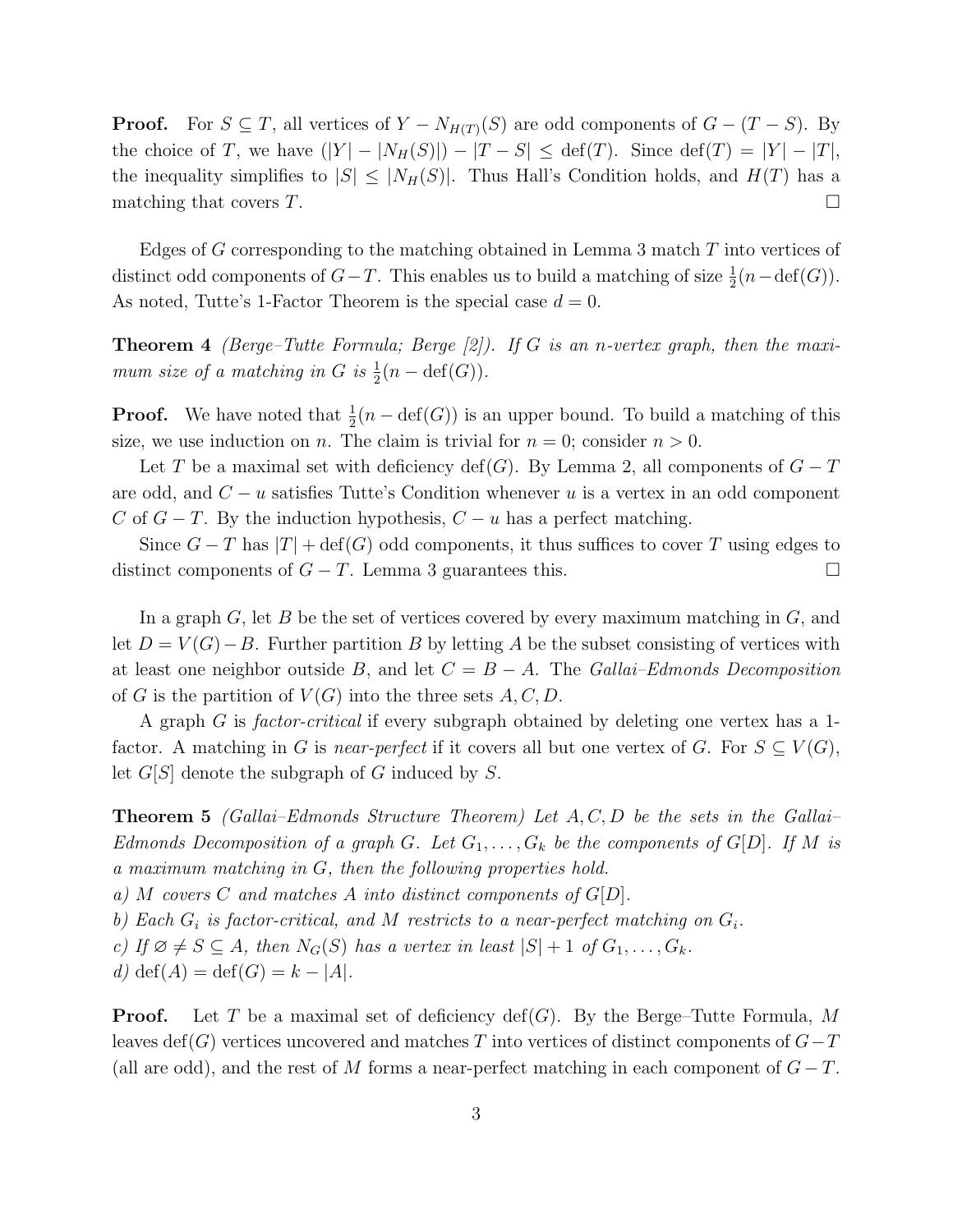**Proof.** For $S \subseteq T$, all vertices of $Y - N_{H(T)}(S)$ are odd components of $G - (T - S)$. By the choice of $T$, we have $(|Y| - |N_H(S)|) - |T - S| \leq \operatorname{def}(T)$. Since $\operatorname{def}(T) = |Y| - |T|$, the inequality simplifies to $|S| \leq |N_H(S)|$. Thus Hall's Condition holds, and $H(T)$ has a matching that covers $T$. □

Edges of $G$ corresponding to the matching obtained in Lemma 3 match $T$ into vertices of distinct odd components of $G - T$. This enables us to build a matching of size $\frac{1}{2}(n - \operatorname{def}(G))$. As noted, Tutte's 1-Factor Theorem is the special case $d = 0$.

**Theorem 4** *(Berge–Tutte Formula; Berge [2]). If $G$ is an $n$-vertex graph, then the maximum size of a matching in $G$ is $\frac{1}{2}(n - \operatorname{def}(G))$.*

**Proof.** We have noted that $\frac{1}{2}(n - \operatorname{def}(G))$ is an upper bound. To build a matching of this size, we use induction on $n$. The claim is trivial for $n = 0$; consider $n > 0$.

Let $T$ be a maximal set with deficiency $\operatorname{def}(G)$. By Lemma 2, all components of $G - T$ are odd, and $C - u$ satisfies Tutte's Condition whenever $u$ is a vertex in an odd component $C$ of $G - T$. By the induction hypothesis, $C - u$ has a perfect matching.

Since $G - T$ has $|T| + \operatorname{def}(G)$ odd components, it thus suffices to cover $T$ using edges to distinct components of $G - T$. Lemma 3 guarantees this. □

In a graph $G$, let $B$ be the set of vertices covered by every maximum matching in $G$, and let $D = V(G) - B$. Further partition $B$ by letting $A$ be the subset consisting of vertices with at least one neighbor outside $B$, and let $C = B - A$. The *Gallai–Edmonds Decomposition* of $G$ is the partition of $V(G)$ into the three sets $A, C, D$.

A graph $G$ is *factor-critical* if every subgraph obtained by deleting one vertex has a 1-factor. A matching in $G$ is *near-perfect* if it covers all but one vertex of $G$. For $S \subseteq V(G)$, let $G[S]$ denote the subgraph of $G$ induced by $S$.

**Theorem 5** *(Gallai–Edmonds Structure Theorem) Let $A, C, D$ be the sets in the Gallai–Edmonds Decomposition of a graph $G$. Let $G_1, \ldots, G_k$ be the components of $G[D]$. If $M$ is a maximum matching in $G$, then the following properties hold.*
*a) $M$ covers $C$ and matches $A$ into distinct components of $G[D]$.*
*b) Each $G_i$ is factor-critical, and $M$ restricts to a near-perfect matching on $G_i$.*
*c) If $\varnothing \neq S \subseteq A$, then $N_G(S)$ has a vertex in least $|S| + 1$ of $G_1, \ldots, G_k$.*
*d) $\operatorname{def}(A) = \operatorname{def}(G) = k - |A|$.*

**Proof.** Let $T$ be a maximal set of deficiency $\operatorname{def}(G)$. By the Berge–Tutte Formula, $M$ leaves $\operatorname{def}(G)$ vertices uncovered and matches $T$ into vertices of distinct components of $G - T$ (all are odd), and the rest of $M$ forms a near-perfect matching in each component of $G - T$.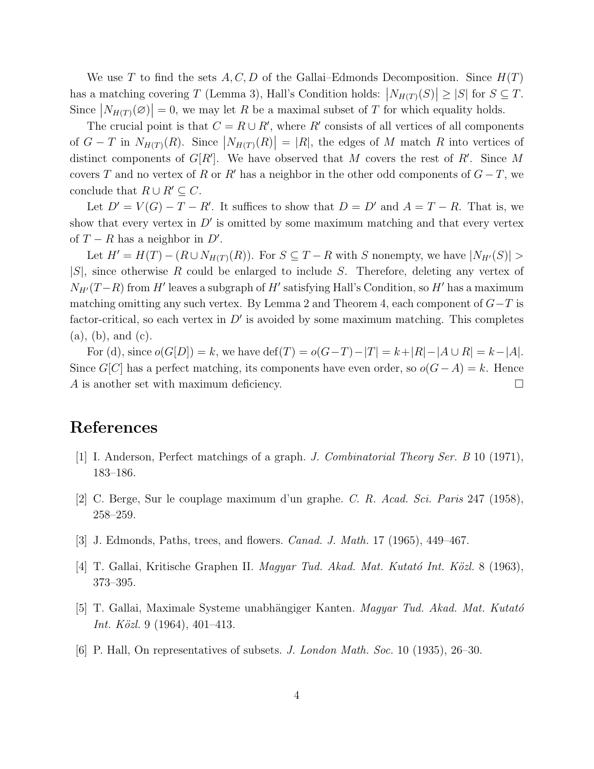We use $T$ to find the sets $A, C, D$ of the Gallai–Edmonds Decomposition. Since $H(T)$ has a matching covering $T$ (Lemma 3), Hall's Condition holds: $\left|N_{H(T)}(S)\right| \geq |S|$ for $S \subseteq T$. Since $\left|N_{H(T)}(\varnothing)\right| = 0$, we may let $R$ be a maximal subset of $T$ for which equality holds.

The crucial point is that $C = R \cup R'$, where $R'$ consists of all vertices of all components of $G - T$ in $N_{H(T)}(R)$. Since $\left|N_{H(T)}(R)\right| = |R|$, the edges of $M$ match $R$ into vertices of distinct components of $G[R']$. We have observed that $M$ covers the rest of $R'$. Since $M$ covers $T$ and no vertex of $R$ or $R'$ has a neighbor in the other odd components of $G - T$, we conclude that $R \cup R' \subseteq C$.

Let $D' = V(G) - T - R'$. It suffices to show that $D = D'$ and $A = T - R$. That is, we show that every vertex in $D'$ is omitted by some maximum matching and that every vertex of $T - R$ has a neighbor in $D'$.

Let $H' = H(T) - (R \cup N_{H(T)}(R))$. For $S \subseteq T - R$ with $S$ nonempty, we have $|N_{H'}(S)| > |S|$, since otherwise $R$ could be enlarged to include $S$. Therefore, deleting any vertex of $N_{H'}(T - R)$ from $H'$ leaves a subgraph of $H'$ satisfying Hall's Condition, so $H'$ has a maximum matching omitting any such vertex. By Lemma 2 and Theorem 4, each component of $G - T$ is factor-critical, so each vertex in $D'$ is avoided by some maximum matching. This completes (a), (b), and (c).

For (d), since $o(G[D]) = k$, we have $\operatorname{def}(T) = o(G - T) - |T| = k + |R| - |A \cup R| = k - |A|$. Since $G[C]$ has a perfect matching, its components have even order, so $o(G - A) = k$. Hence $A$ is another set with maximum deficiency. $\square$

## References

[1] I. Anderson, Perfect matchings of a graph. *J. Combinatorial Theory Ser. B* 10 (1971), 183–186.

[2] C. Berge, Sur le couplage maximum d'un graphe. *C. R. Acad. Sci. Paris* 247 (1958), 258–259.

[3] J. Edmonds, Paths, trees, and flowers. *Canad. J. Math.* 17 (1965), 449–467.

[4] T. Gallai, Kritische Graphen II. *Magyar Tud. Akad. Mat. Kutató Int. Közl.* 8 (1963), 373–395.

[5] T. Gallai, Maximale Systeme unabhängiger Kanten. *Magyar Tud. Akad. Mat. Kutató Int. Közl.* 9 (1964), 401–413.

[6] P. Hall, On representatives of subsets. *J. London Math. Soc.* 10 (1935), 26–30.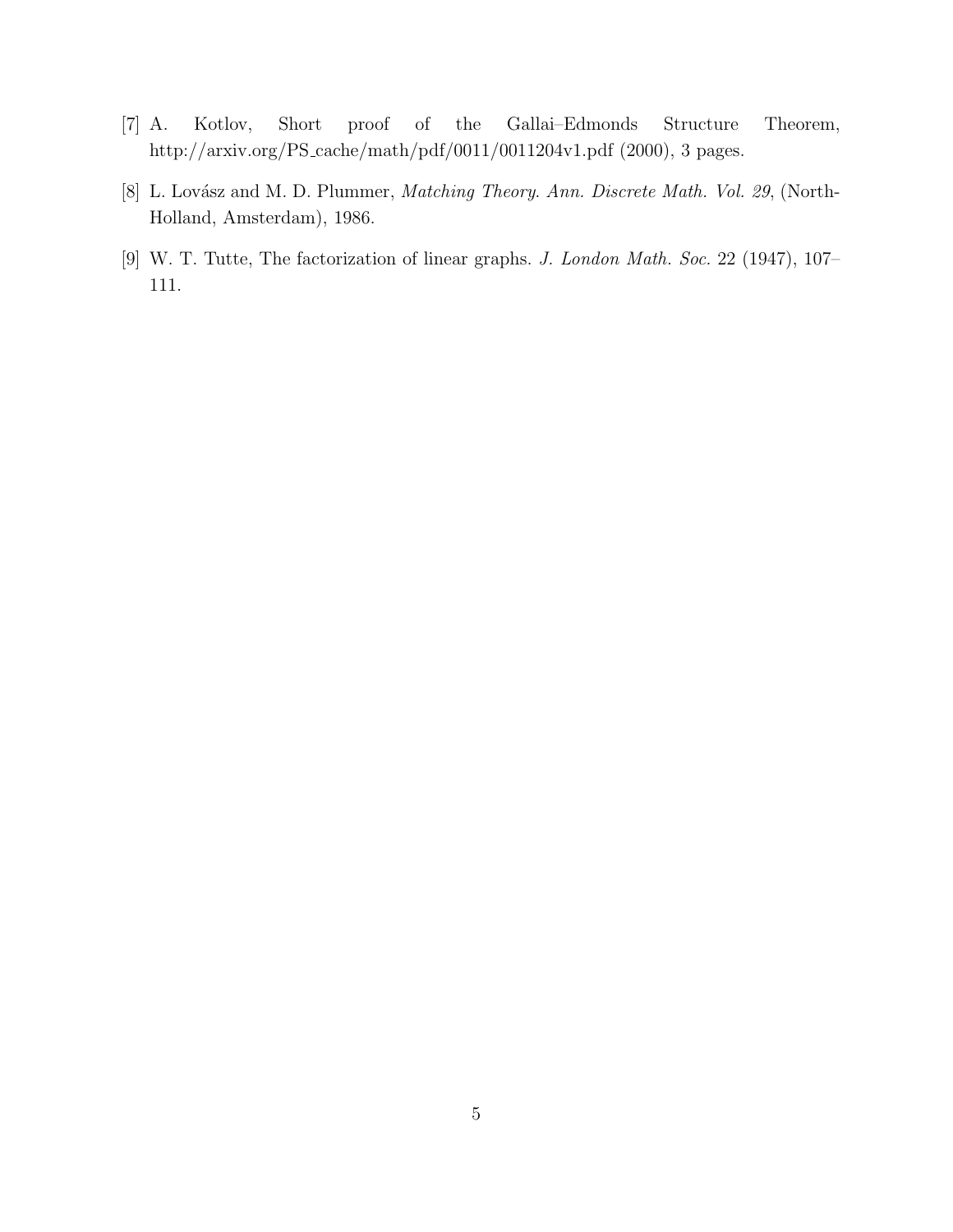[7] A. Kotlov, Short proof of the Gallai–Edmonds Structure Theorem, http://arxiv.org/PS_cache/math/pdf/0011/0011204v1.pdf (2000), 3 pages.

[8] L. Lovász and M. D. Plummer, *Matching Theory. Ann. Discrete Math. Vol. 29*, (North-Holland, Amsterdam), 1986.

[9] W. T. Tutte, The factorization of linear graphs. *J. London Math. Soc.* 22 (1947), 107–111.